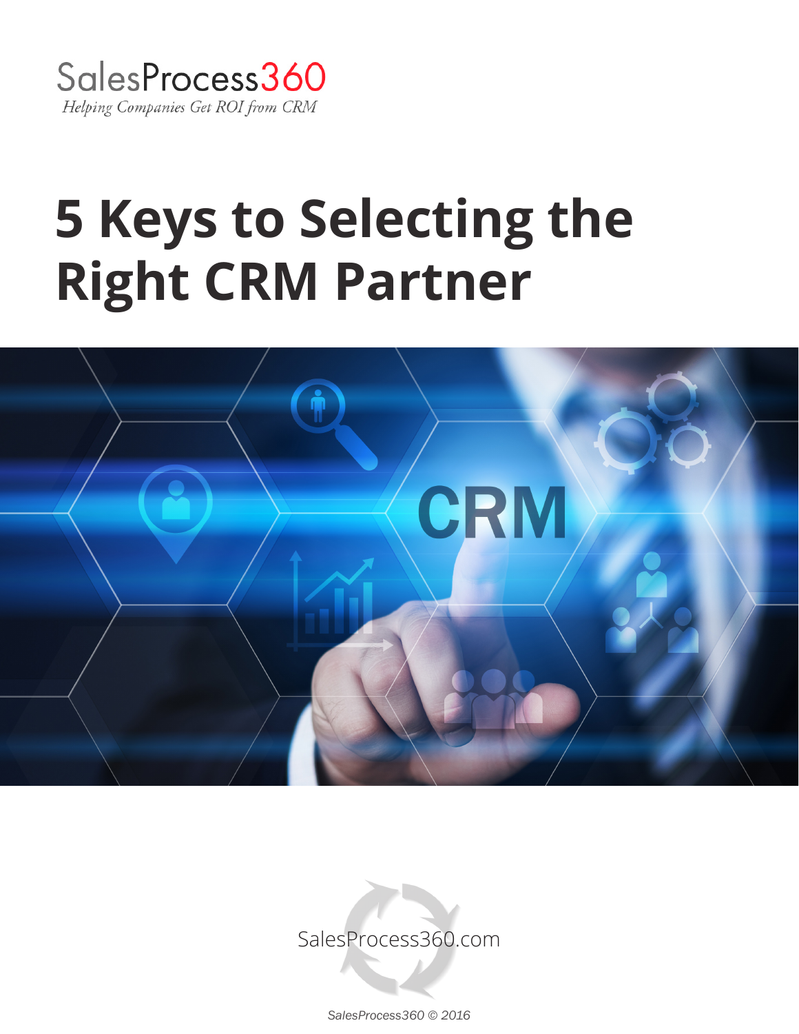SalesProcess360

*Helping Companies Get ROI from CRM*

# 5 Keys to Selecting the Right CRM Partner

SalesProcess360.com

*SalesProcess360 © 2016*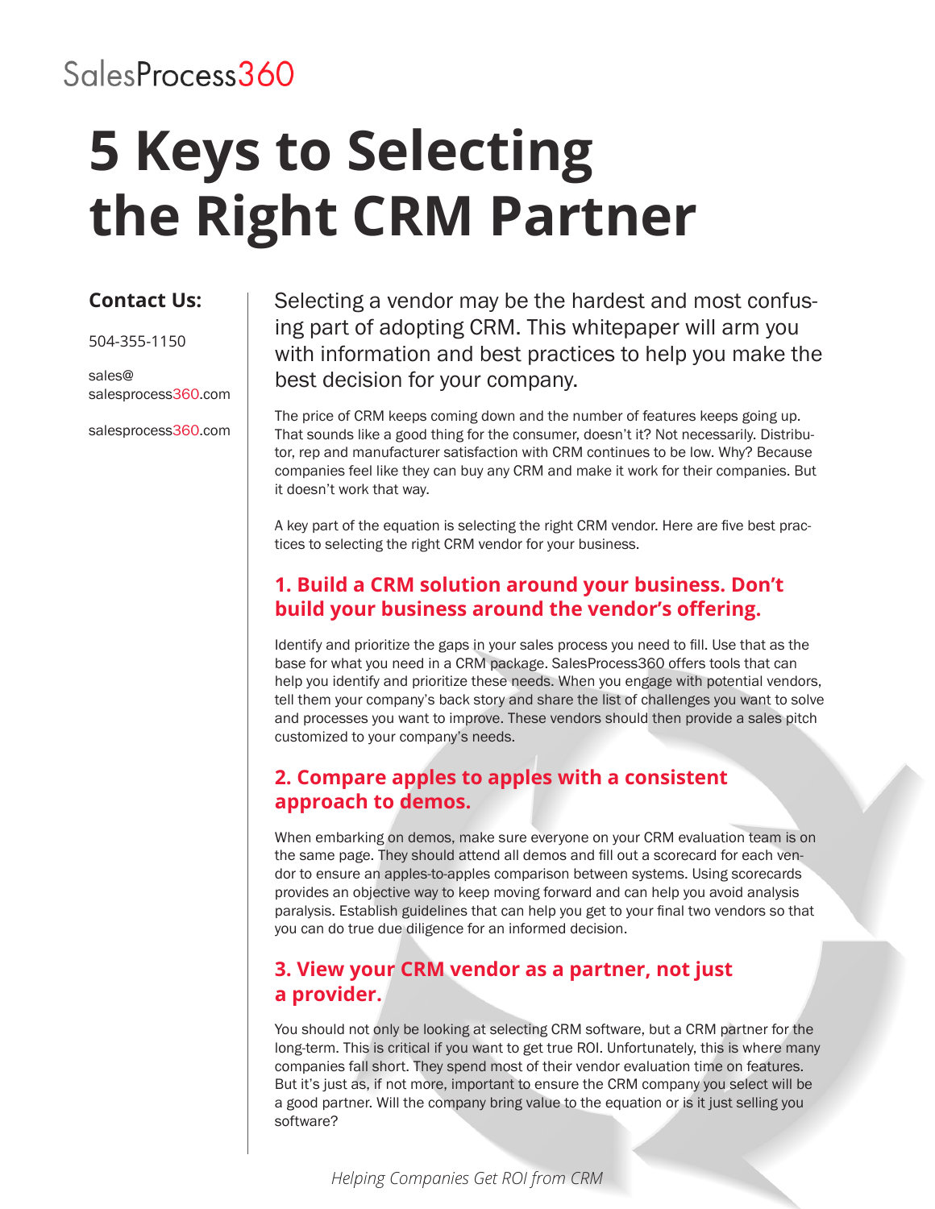SalesProcess360

# 5 Keys to Selecting the Right CRM Partner

**Contact Us:**

504-355-1150

sales@salesprocess360.com

salesprocess360.com

Selecting a vendor may be the hardest and most confusing part of adopting CRM. This whitepaper will arm you with information and best practices to help you make the best decision for your company.

The price of CRM keeps coming down and the number of features keeps going up. That sounds like a good thing for the consumer, doesn't it? Not necessarily. Distributor, rep and manufacturer satisfaction with CRM continues to be low. Why? Because companies feel like they can buy any CRM and make it work for their companies. But it doesn't work that way.

A key part of the equation is selecting the right CRM vendor. Here are five best practices to selecting the right CRM vendor for your business.

## 1. Build a CRM solution around your business. Don't build your business around the vendor's offering.

Identify and prioritize the gaps in your sales process you need to fill. Use that as the base for what you need in a CRM package. SalesProcess360 offers tools that can help you identify and prioritize these needs. When you engage with potential vendors, tell them your company's back story and share the list of challenges you want to solve and processes you want to improve. These vendors should then provide a sales pitch customized to your company's needs.

## 2. Compare apples to apples with a consistent approach to demos.

When embarking on demos, make sure everyone on your CRM evaluation team is on the same page. They should attend all demos and fill out a scorecard for each vendor to ensure an apples-to-apples comparison between systems. Using scorecards provides an objective way to keep moving forward and can help you avoid analysis paralysis. Establish guidelines that can help you get to your final two vendors so that you can do true due diligence for an informed decision.

## 3. View your CRM vendor as a partner, not just a provider.

You should not only be looking at selecting CRM software, but a CRM partner for the long-term. This is critical if you want to get true ROI. Unfortunately, this is where many companies fall short. They spend most of their vendor evaluation time on features. But it's just as, if not more, important to ensure the CRM company you select will be a good partner. Will the company bring value to the equation or is it just selling you software?

*Helping Companies Get ROI from CRM*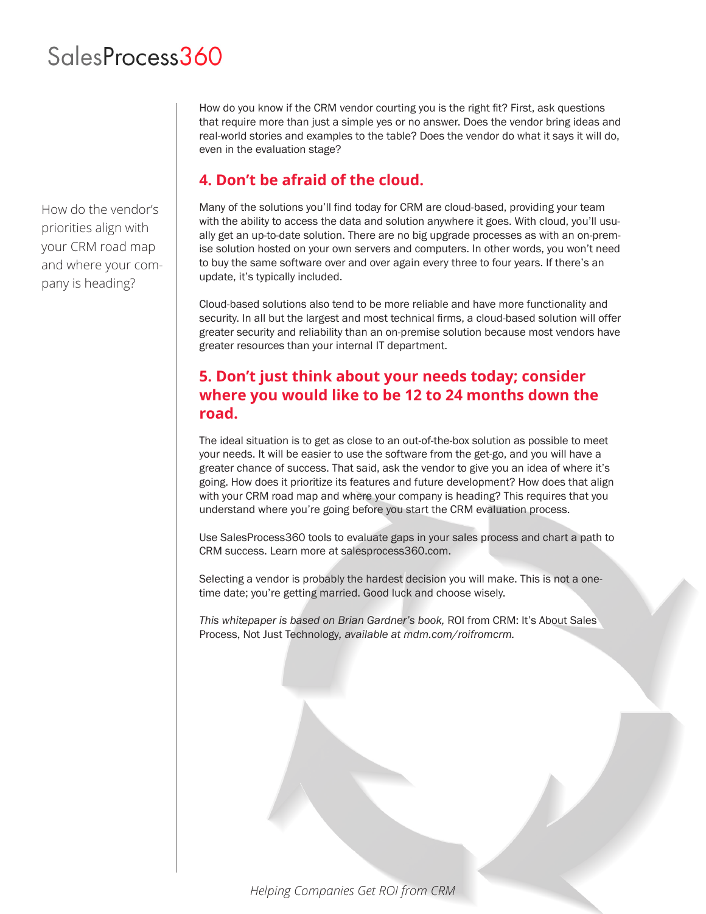How do you know if the CRM vendor courting you is the right fit? First, ask questions that require more than just a simple yes or no answer. Does the vendor bring ideas and real-world stories and examples to the table? Does the vendor do what it says it will do, even in the evaluation stage?

## 4. Don't be afraid of the cloud.

Many of the solutions you'll find today for CRM are cloud-based, providing your team with the ability to access the data and solution anywhere it goes. With cloud, you'll usually get an up-to-date solution. There are no big upgrade processes as with an on-premise solution hosted on your own servers and computers. In other words, you won't need to buy the same software over and over again every three to four years. If there's an update, it's typically included.

Cloud-based solutions also tend to be more reliable and have more functionality and security. In all but the largest and most technical firms, a cloud-based solution will offer greater security and reliability than an on-premise solution because most vendors have greater resources than your internal IT department.

> How do the vendor's priorities align with your CRM road map and where your company is heading?

## 5. Don't just think about your needs today; consider where you would like to be 12 to 24 months down the road.

The ideal situation is to get as close to an out-of-the-box solution as possible to meet your needs. It will be easier to use the software from the get-go, and you will have a greater chance of success. That said, ask the vendor to give you an idea of where it's going. How does it prioritize its features and future development? How does that align with your CRM road map and where your company is heading? This requires that you understand where you're going before you start the CRM evaluation process.

Use SalesProcess360 tools to evaluate gaps in your sales process and chart a path to CRM success. Learn more at salesprocess360.com.

Selecting a vendor is probably the hardest decision you will make. This is not a one-time date; you're getting married. Good luck and choose wisely.

*This whitepaper is based on Brian Gardner's book,* ROI from CRM: It's About Sales Process, Not Just Technology, *available at mdm.com/roifromcrm.*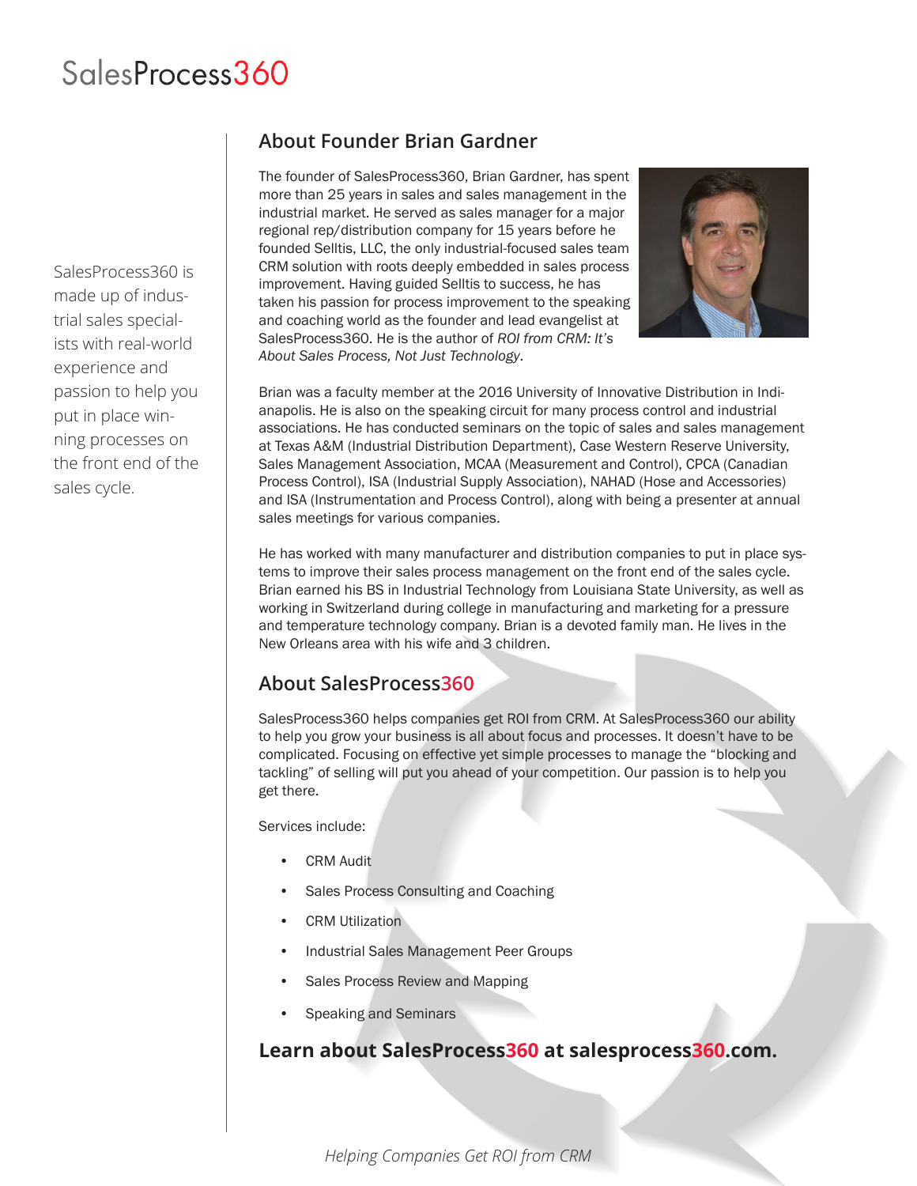# SalesProcess360

SalesProcess360 is made up of industrial sales specialists with real-world experience and passion to help you put in place winning processes on the front end of the sales cycle.

## About Founder Brian Gardner

The founder of SalesProcess360, Brian Gardner, has spent more than 25 years in sales and sales management in the industrial market. He served as sales manager for a major regional rep/distribution company for 15 years before he founded Selltis, LLC, the only industrial-focused sales team CRM solution with roots deeply embedded in sales process improvement. Having guided Selltis to success, he has taken his passion for process improvement to the speaking and coaching world as the founder and lead evangelist at SalesProcess360. He is the author of *ROI from CRM: It's About Sales Process, Not Just Technology*.

Brian was a faculty member at the 2016 University of Innovative Distribution in Indianapolis. He is also on the speaking circuit for many process control and industrial associations. He has conducted seminars on the topic of sales and sales management at Texas A&M (Industrial Distribution Department), Case Western Reserve University, Sales Management Association, MCAA (Measurement and Control), CPCA (Canadian Process Control), ISA (Industrial Supply Association), NAHAD (Hose and Accessories) and ISA (Instrumentation and Process Control), along with being a presenter at annual sales meetings for various companies.

He has worked with many manufacturer and distribution companies to put in place systems to improve their sales process management on the front end of the sales cycle. Brian earned his BS in Industrial Technology from Louisiana State University, as well as working in Switzerland during college in manufacturing and marketing for a pressure and temperature technology company. Brian is a devoted family man. He lives in the New Orleans area with his wife and 3 children.

## About SalesProcess360

SalesProcess360 helps companies get ROI from CRM. At SalesProcess360 our ability to help you grow your business is all about focus and processes. It doesn't have to be complicated. Focusing on effective yet simple processes to manage the "blocking and tackling" of selling will put you ahead of your competition. Our passion is to help you get there.

Services include:

- CRM Audit
- Sales Process Consulting and Coaching
- CRM Utilization
- Industrial Sales Management Peer Groups
- Sales Process Review and Mapping
- Speaking and Seminars

**Learn about SalesProcess360 at salesprocess360.com.**

*Helping Companies Get ROI from CRM*